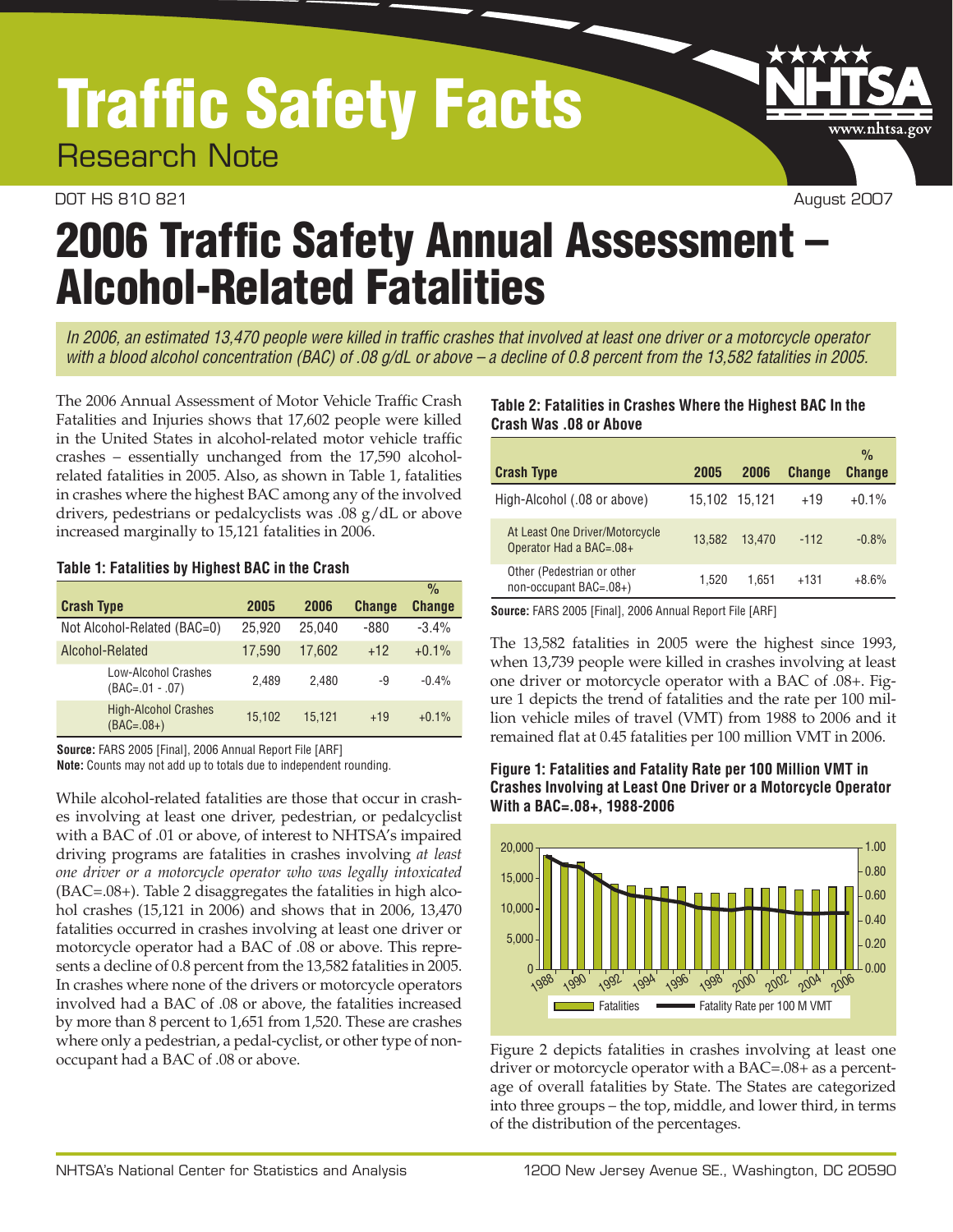# Traffic Safety Facts

Research Note

DOT HS 810 821

August 2007

# 2006 Traffic Safety Annual Assessment – Alcohol-Related Fatalities

*In 2006, an estimated 13,470 people were killed in traffic crashes that involved at least one driver or a motorcycle operator with a blood alcohol concentration (BAC) of .08 g/dL or above – a decline of 0.8 percent from the 13,582 fatalities in 2005.*

The 2006 Annual Assessment of Motor Vehicle Traffic Crash Fatalities and Injuries shows that 17,602 people were killed in the United States in alcohol-related motor vehicle traffic crashes – essentially unchanged from the 17,590 alcohol-related fatalities in 2005. Also, as shown in Table 1, fatalities in crashes where the highest BAC among any of the involved drivers, pedestrians or pedalcyclists was .08 g/dL or above increased marginally to 15,121 fatalities in 2006.

**Table 1: Fatalities by Highest BAC in the Crash**

| Crash Type | 2005 | 2006 | Change | % Change |
|---|---|---|---|---|
| Not Alcohol-Related (BAC=0) | 25,920 | 25,040 | -880 | -3.4% |
| Alcohol-Related | 17,590 | 17,602 | +12 | +0.1% |
| Low-Alcohol Crashes (BAC=.01 - .07) | 2,489 | 2,480 | -9 | -0.4% |
| High-Alcohol Crashes (BAC=.08+) | 15,102 | 15,121 | +19 | +0.1% |

**Source:** FARS 2005 [Final], 2006 Annual Report File [ARF]
**Note:** Counts may not add up to totals due to independent rounding.

While alcohol-related fatalities are those that occur in crashes involving at least one driver, pedestrian, or pedalcyclist with a BAC of .01 or above, of interest to NHTSA's impaired driving programs are fatalities in crashes involving *at least one driver or a motorcycle operator who was legally intoxicated* (BAC=.08+). Table 2 disaggregates the fatalities in high alcohol crashes (15,121 in 2006) and shows that in 2006, 13,470 fatalities occurred in crashes involving at least one driver or motorcycle operator had a BAC of .08 or above. This represents a decline of 0.8 percent from the 13,582 fatalities in 2005. In crashes where none of the drivers or motorcycle operators involved had a BAC of .08 or above, the fatalities increased by more than 8 percent to 1,651 from 1,520. These are crashes where only a pedestrian, a pedal-cyclist, or other type of non-occupant had a BAC of .08 or above.

**Table 2: Fatalities in Crashes Where the Highest BAC In the Crash Was .08 or Above**

| Crash Type | 2005 | 2006 | Change | % Change |
|---|---|---|---|---|
| High-Alcohol (.08 or above) | 15,102 | 15,121 | +19 | +0.1% |
| At Least One Driver/Motorcycle Operator Had a BAC=.08+ | 13,582 | 13,470 | -112 | -0.8% |
| Other (Pedestrian or other non-occupant BAC=.08+) | 1,520 | 1,651 | +131 | +8.6% |

**Source:** FARS 2005 [Final], 2006 Annual Report File [ARF]

The 13,582 fatalities in 2005 were the highest since 1993, when 13,739 people were killed in crashes involving at least one driver or motorcycle operator with a BAC of .08+. Figure 1 depicts the trend of fatalities and the rate per 100 million vehicle miles of travel (VMT) from 1988 to 2006 and it remained flat at 0.45 fatalities per 100 million VMT in 2006.

**Figure 1: Fatalities and Fatality Rate per 100 Million VMT in Crashes Involving at Least One Driver or a Motorcycle Operator With a BAC=.08+, 1988-2006**

Figure 2 depicts fatalities in crashes involving at least one driver or motorcycle operator with a BAC=.08+ as a percentage of overall fatalities by State. The States are categorized into three groups – the top, middle, and lower third, in terms of the distribution of the percentages.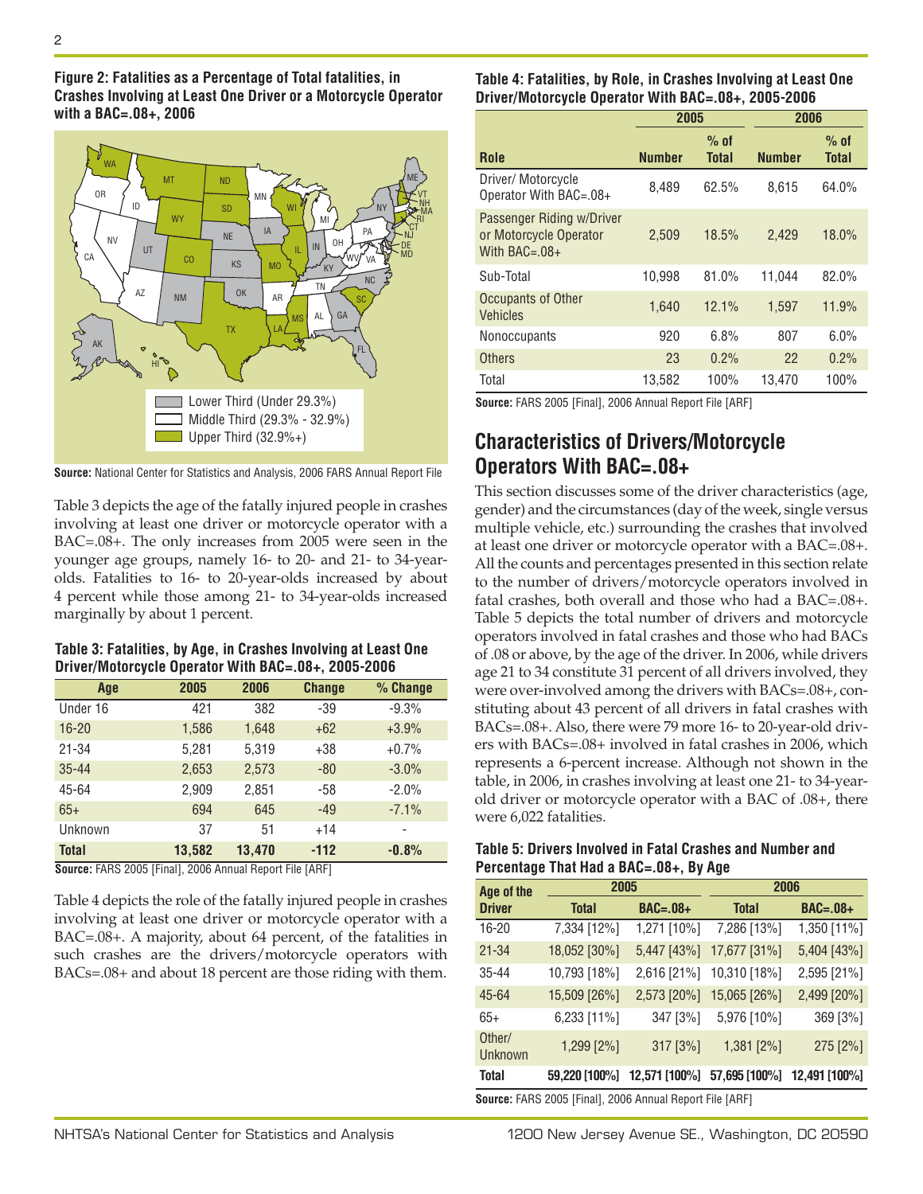**Figure 2: Fatalities as a Percentage of Total fatalities, in Crashes Involving at Least One Driver or a Motorcycle Operator with a BAC=.08+, 2006**

Lower Third (Under 29.3%)
Middle Third (29.3% - 32.9%)
Upper Third (32.9%+)

**Source:** National Center for Statistics and Analysis, 2006 FARS Annual Report File

Table 3 depicts the age of the fatally injured people in crashes involving at least one driver or motorcycle operator with a BAC=.08+. The only increases from 2005 were seen in the younger age groups, namely 16- to 20- and 21- to 34-year-olds. Fatalities to 16- to 20-year-olds increased by about 4 percent while those among 21- to 34-year-olds increased marginally by about 1 percent.

**Table 3: Fatalities, by Age, in Crashes Involving at Least One Driver/Motorcycle Operator With BAC=.08+, 2005-2006**

| Age | 2005 | 2006 | Change | % Change |
|---|---|---|---|---|
| Under 16 | 421 | 382 | -39 | -9.3% |
| 16-20 | 1,586 | 1,648 | +62 | +3.9% |
| 21-34 | 5,281 | 5,319 | +38 | +0.7% |
| 35-44 | 2,653 | 2,573 | -80 | -3.0% |
| 45-64 | 2,909 | 2,851 | -58 | -2.0% |
| 65+ | 694 | 645 | -49 | -7.1% |
| Unknown | 37 | 51 | +14 | - |
| **Total** | **13,582** | **13,470** | **-112** | **-0.8%** |

**Source:** FARS 2005 [Final], 2006 Annual Report File [ARF]

Table 4 depicts the role of the fatally injured people in crashes involving at least one driver or motorcycle operator with a BAC=.08+. A majority, about 64 percent, of the fatalities in such crashes are the drivers/motorcycle operators with BACs=.08+ and about 18 percent are those riding with them.

**Table 4: Fatalities, by Role, in Crashes Involving at Least One Driver/Motorcycle Operator With BAC=.08+, 2005-2006**

| | 2005 | | 2006 | |
|---|---|---|---|---|
| **Role** | **Number** | **% of Total** | **Number** | **% of Total** |
| Driver/ Motorcycle Operator With BAC=.08+ | 8,489 | 62.5% | 8,615 | 64.0% |
| Passenger Riding w/Driver or Motorcycle Operator With BAC=.08+ | 2,509 | 18.5% | 2,429 | 18.0% |
| Sub-Total | 10,998 | 81.0% | 11,044 | 82.0% |
| Occupants of Other Vehicles | 1,640 | 12.1% | 1,597 | 11.9% |
| Nonoccupants | 920 | 6.8% | 807 | 6.0% |
| Others | 23 | 0.2% | 22 | 0.2% |
| Total | 13,582 | 100% | 13,470 | 100% |

**Source:** FARS 2005 [Final], 2006 Annual Report File [ARF]

## Characteristics of Drivers/Motorcycle Operators With BAC=.08+

This section discusses some of the driver characteristics (age, gender) and the circumstances (day of the week, single versus multiple vehicle, etc.) surrounding the crashes that involved at least one driver or motorcycle operator with a BAC=.08+. All the counts and percentages presented in this section relate to the number of drivers/motorcycle operators involved in fatal crashes, both overall and those who had a BAC=.08+. Table 5 depicts the total number of drivers and motorcycle operators involved in fatal crashes and those who had BACs of .08 or above, by the age of the driver. In 2006, while drivers age 21 to 34 constitute 31 percent of all drivers involved, they were over-involved among the drivers with BACs=.08+, constituting about 43 percent of all drivers in fatal crashes with BACs=.08+. Also, there were 79 more 16- to 20-year-old drivers with BACs=.08+ involved in fatal crashes in 2006, which represents a 6-percent increase. Although not shown in the table, in 2006, in crashes involving at least one 21- to 34-year-old driver or motorcycle operator with a BAC of .08+, there were 6,022 fatalities.

**Table 5: Drivers Involved in Fatal Crashes and Number and Percentage That Had a BAC=.08+, By Age**

| Age of the Driver | 2005 | | 2006 | |
|---|---|---|---|---|
| | **Total** | **BAC=.08+** | **Total** | **BAC=.08+** |
| 16-20 | 7,334 [12%] | 1,271 [10%] | 7,286 [13%] | 1,350 [11%] |
| 21-34 | 18,052 [30%] | 5,447 [43%] | 17,677 [31%] | 5,404 [43%] |
| 35-44 | 10,793 [18%] | 2,616 [21%] | 10,310 [18%] | 2,595 [21%] |
| 45-64 | 15,509 [26%] | 2,573 [20%] | 15,065 [26%] | 2,499 [20%] |
| 65+ | 6,233 [11%] | 347 [3%] | 5,976 [10%] | 369 [3%] |
| Other/ Unknown | 1,299 [2%] | 317 [3%] | 1,381 [2%] | 275 [2%] |
| **Total** | **59,220 [100%]** | **12,571 [100%]** | **57,695 [100%]** | **12,491 [100%]** |

**Source:** FARS 2005 [Final], 2006 Annual Report File [ARF]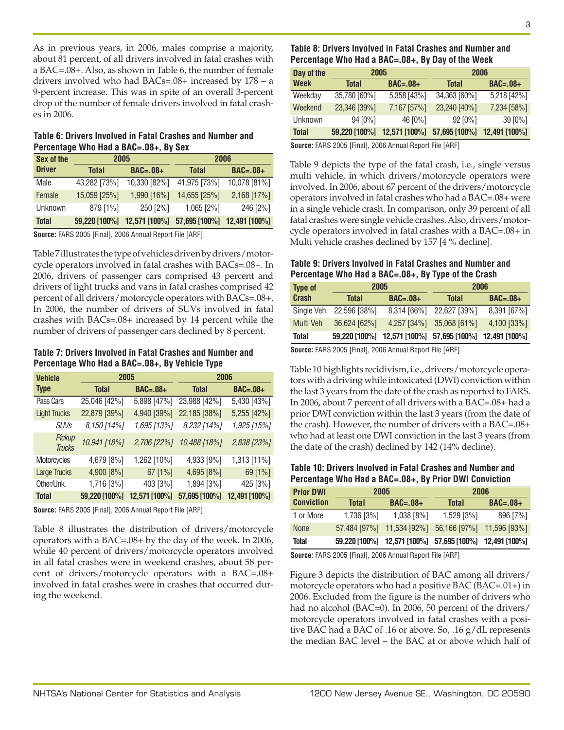As in previous years, in 2006, males comprise a majority, about 81 percent, of all drivers involved in fatal crashes with a BAC=.08+. Also, as shown in Table 6, the number of female drivers involved who had BACs=.08+ increased by 178 – a 9-percent increase. This was in spite of an overall 3-percent drop of the number of female drivers involved in fatal crashes in 2006.

**Table 6: Drivers Involved in Fatal Crashes and Number and Percentage Who Had a BAC=.08+, By Sex**

| Sex of the Driver | 2005 | | 2006 | |
|---|---|---|---|---|
| | Total | BAC=.08+ | Total | BAC=.08+ |
| Male | 43,282 [73%] | 10,330 [82%] | 41,975 [73%] | 10,078 [81%] |
| Female | 15,059 [25%] | 1,990 [16%] | 14,655 [25%] | 2,168 [17%] |
| Unknown | 879 [1%] | 250 [2%] | 1,065 [2%] | 246 [2%] |
| **Total** | **59,220 [100%]** | **12,571 [100%]** | **57,695 [100%]** | **12,491 [100%]** |

**Source:** FARS 2005 [Final], 2006 Annual Report File [ARF]

Table 7 illustrates the type of vehicles driven by drivers/motorcycle operators involved in fatal crashes with BACs=.08+. In 2006, drivers of passenger cars comprised 43 percent and drivers of light trucks and vans in fatal crashes comprised 42 percent of all drivers/motorcycle operators with BACs=.08+. In 2006, the number of drivers of SUVs involved in fatal crashes with BACs=.08+ increased by 14 percent while the number of drivers of passenger cars declined by 8 percent.

**Table 7: Drivers Involved in Fatal Crashes and Number and Percentage Who Had a BAC=.08+, By Vehicle Type**

| Vehicle Type | 2005 | | 2006 | |
|---|---|---|---|---|
| | Total | BAC=.08+ | Total | BAC=.08+ |
| Pass Cars | 25,046 [42%] | 5,898 [47%] | 23,988 [42%] | 5,430 [43%] |
| Light Trucks | 22,879 [39%] | 4,940 [39%] | 22,185 [38%] | 5,255 [42%] |
| *SUVs* | *8,150 [14%]* | *1,695 [13%]* | *8,232 [14%]* | *1,925 [15%]* |
| *Pickup Trucks* | *10,941 [18%]* | *2,706 [22%]* | *10,488 [18%]* | *2,838 [23%]* |
| Motorcycles | 4,679 [8%] | 1,262 [10%] | 4,933 [9%] | 1,313 [11%] |
| Large Trucks | 4,900 [8%] | 67 [1%] | 4,695 [8%] | 69 [1%] |
| Other/Unk. | 1,716 [3%] | 403 [3%] | 1,894 [3%] | 425 [3%] |
| **Total** | **59,220 [100%]** | **12,571 [100%]** | **57,695 [100%]** | **12,491 [100%]** |

**Source:** FARS 2005 [Final], 2006 Annual Report File [ARF]

Table 8 illustrates the distribution of drivers/motorcycle operators with a BAC=.08+ by the day of the week. In 2006, while 40 percent of drivers/motorcycle operators involved in all fatal crashes were in weekend crashes, about 58 percent of drivers/motorcycle operators with a BAC=.08+ involved in fatal crashes were in crashes that occurred during the weekend.

**Table 8: Drivers Involved in Fatal Crashes and Number and Percentage Who Had a BAC=.08+, By Day of the Week**

| Day of the Week | 2005 | | 2006 | |
|---|---|---|---|---|
| | Total | BAC=.08+ | Total | BAC=.08+ |
| Weekday | 35,780 [60%] | 5,358 [43%] | 34,363 [60%] | 5,218 [42%] |
| Weekend | 23,346 [39%] | 7,167 [57%] | 23,240 [40%] | 7,234 [58%] |
| Unknown | 94 [0%] | 46 [0%] | 92 [0%] | 39 [0%] |
| **Total** | **59,220 [100%]** | **12,571 [100%]** | **57,695 [100%]** | **12,491 [100%]** |

**Source:** FARS 2005 [Final], 2006 Annual Report File [ARF]

Table 9 depicts the type of the fatal crash, i.e., single versus multi vehicle, in which drivers/motorcycle operators were involved. In 2006, about 67 percent of the drivers/motorcycle operators involved in fatal crashes who had a BAC=.08+ were in a single vehicle crash. In comparison, only 39 percent of all fatal crashes were single vehicle crashes. Also, drivers/motorcycle operators involved in fatal crashes with a BAC=.08+ in Multi vehicle crashes declined by 157 [4 % decline].

**Table 9: Drivers Involved in Fatal Crashes and Number and Percentage Who Had a BAC=.08+, By Type of the Crash**

| Type of Crash | 2005 | | 2006 | |
|---|---|---|---|---|
| | Total | BAC=.08+ | Total | BAC=.08+ |
| Single Veh | 22,596 [38%] | 8,314 [66%] | 22,627 [39%] | 8,391 [67%] |
| Multi Veh | 36,624 [62%] | 4,257 [34%] | 35,068 [61%] | 4,100 [33%] |
| **Total** | **59,220 [100%]** | **12,571 [100%]** | **57,695 [100%]** | **12,491 [100%]** |

**Source:** FARS 2005 [Final], 2006 Annual Report File [ARF]

Table 10 highlights recidivism, i.e., drivers/motorcycle operators with a driving while intoxicated (DWI) conviction within the last 3 years from the date of the crash as reported to FARS. In 2006, about 7 percent of all drivers with a BAC=.08+ had a prior DWI conviction within the last 3 years (from the date of the crash). However, the number of drivers with a BAC=.08+ who had at least one DWI conviction in the last 3 years (from the date of the crash) declined by 142 (14% decline).

**Table 10: Drivers Involved in Fatal Crashes and Number and Percentage Who Had a BAC=.08+, By Prior DWI Conviction**

| Prior DWI Conviction | 2005 | | 2006 | |
|---|---|---|---|---|
| | Total | BAC=.08+ | Total | BAC=.08+ |
| 1 or More | 1,736 [3%] | 1,038 [8%] | 1,529 [3%] | 896 [7%] |
| None | 57,484 [97%] | 11,534 [92%] | 56,166 [97%] | 11,596 [93%] |
| **Total** | **59,220 [100%]** | **12,571 [100%]** | **57,695 [100%]** | **12,491 [100%]** |

**Source:** FARS 2005 [Final], 2006 Annual Report File [ARF]

Figure 3 depicts the distribution of BAC among all drivers/motorcycle operators who had a positive BAC (BAC=.01+) in 2006. Excluded from the figure is the number of drivers who had no alcohol (BAC=0). In 2006, 50 percent of the drivers/motorcycle operators involved in fatal crashes with a positive BAC had a BAC of .16 or above. So, .16 g/dL represents the median BAC level – the BAC at or above which half of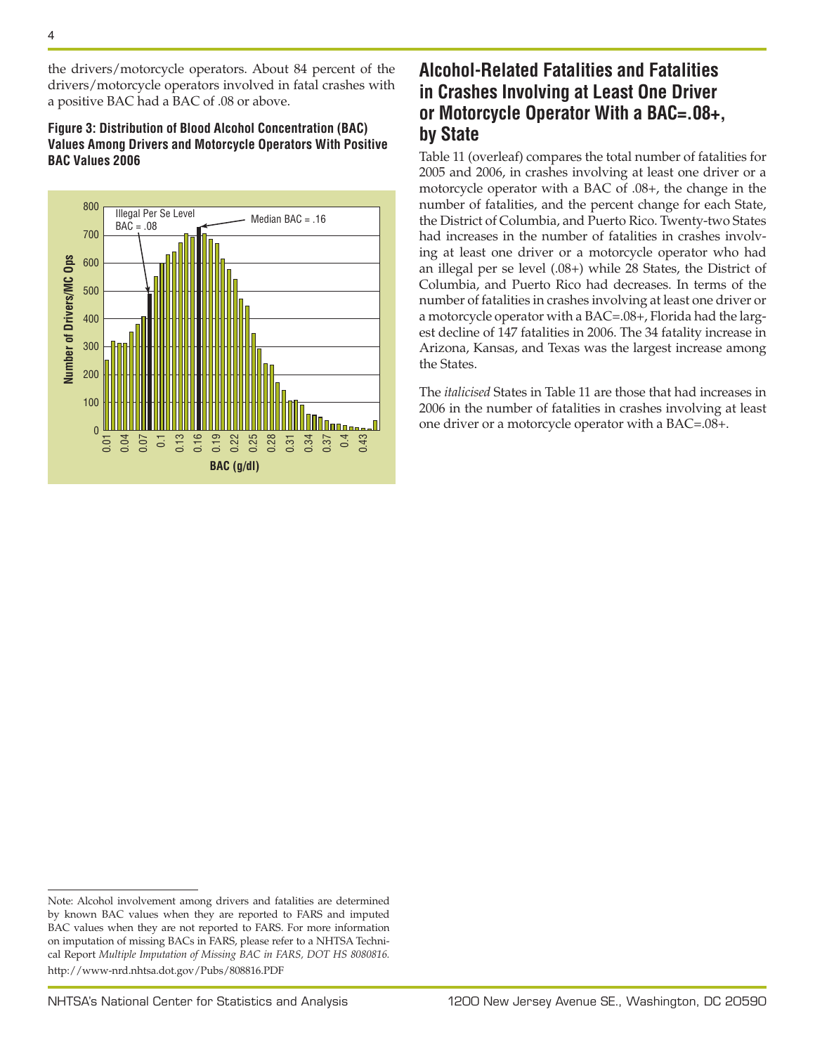the drivers/motorcycle operators. About 84 percent of the drivers/motorcycle operators involved in fatal crashes with a positive BAC had a BAC of .08 or above.

**Figure 3: Distribution of Blood Alcohol Concentration (BAC) Values Among Drivers and Motorcycle Operators With Positive BAC Values 2006**

## Alcohol-Related Fatalities and Fatalities in Crashes Involving at Least One Driver or Motorcycle Operator With a BAC=.08+, by State

Table 11 (overleaf) compares the total number of fatalities for 2005 and 2006, in crashes involving at least one driver or a motorcycle operator with a BAC of .08+, the change in the number of fatalities, and the percent change for each State, the District of Columbia, and Puerto Rico. Twenty-two States had increases in the number of fatalities in crashes involving at least one driver or a motorcycle operator who had an illegal per se level (.08+) while 28 States, the District of Columbia, and Puerto Rico had decreases. In terms of the number of fatalities in crashes involving at least one driver or a motorcycle operator with a BAC=.08+, Florida had the largest decline of 147 fatalities in 2006. The 34 fatality increase in Arizona, Kansas, and Texas was the largest increase among the States.

The *italicised* States in Table 11 are those that had increases in 2006 in the number of fatalities in crashes involving at least one driver or a motorcycle operator with a BAC=.08+.

---

Note: Alcohol involvement among drivers and fatalities are determined by known BAC values when they are reported to FARS and imputed BAC values when they are not reported to FARS. For more information on imputation of missing BACs in FARS, please refer to a NHTSA Technical Report *Multiple Imputation of Missing BAC in FARS, DOT HS 8080816.* http://www-nrd.nhtsa.dot.gov/Pubs/808816.PDF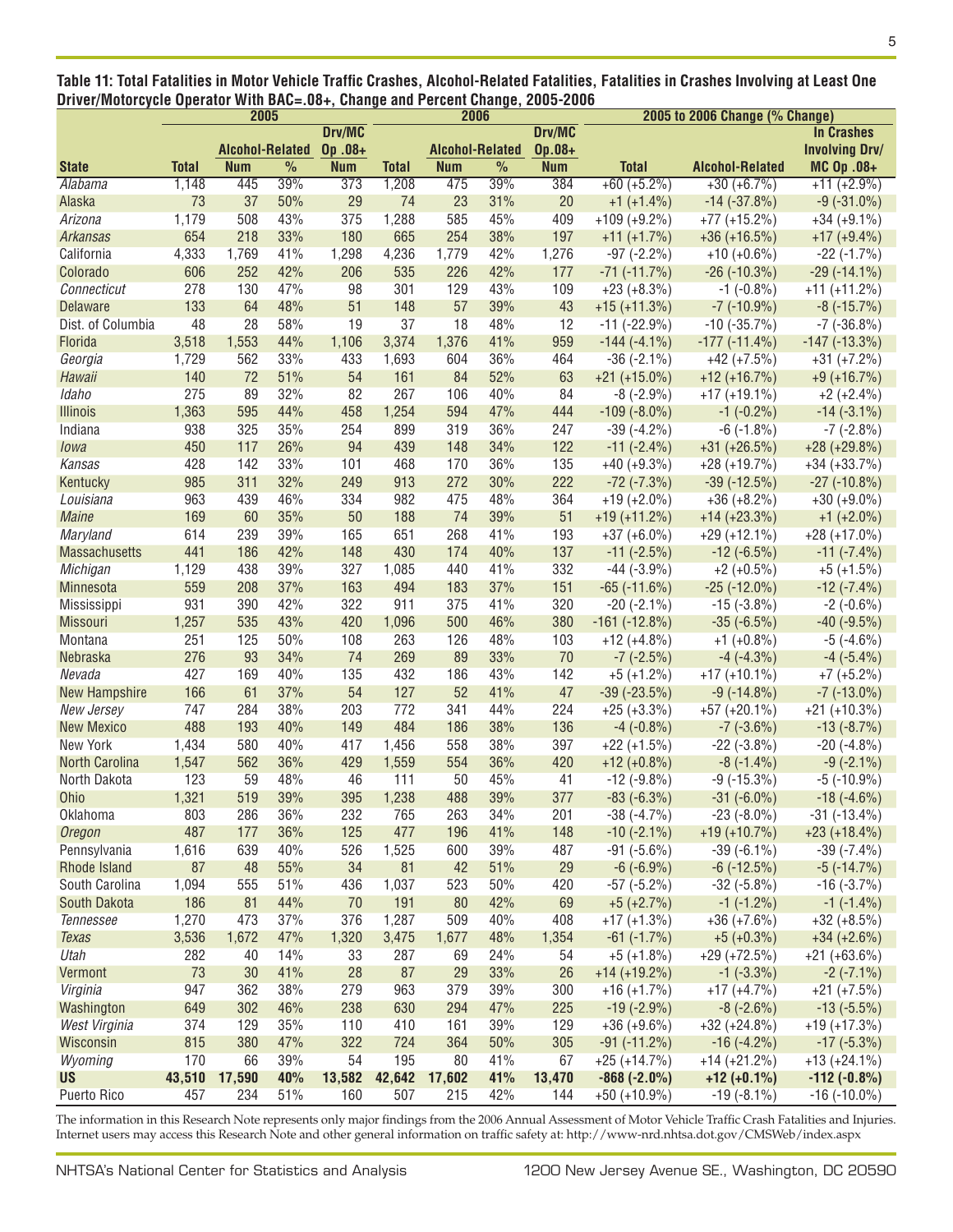**Table 11: Total Fatalities in Motor Vehicle Traffic Crashes, Alcohol-Related Fatalities, Fatalities in Crashes Involving at Least One Driver/Motorcycle Operator With BAC=.08+, Change and Percent Change, 2005-2006**

| | 2005 | | | | 2006 | | | | 2005 to 2006 Change (% Change) | | |
|---|---|---|---|---|---|---|---|---|---|---|---|
| | | Alcohol-Related | | Drv/MC Op .08+ | | Alcohol-Related | | Drv/MC Op.08+ | | | In Crashes Involving Drv/ MC Op .08+ |
| **State** | **Total** | **Num** | **%** | **Num** | **Total** | **Num** | **%** | **Num** | **Total** | **Alcohol-Related** | |
| Alabama | 1,148 | 445 | 39% | 373 | 1,208 | 475 | 39% | 384 | +60 (+5.2%) | +30 (+6.7%) | +11 (+2.9%) |
| Alaska | 73 | 37 | 50% | 29 | 74 | 23 | 31% | 20 | +1 (+1.4%) | -14 (-37.8%) | -9 (-31.0%) |
| Arizona | 1,179 | 508 | 43% | 375 | 1,288 | 585 | 45% | 409 | +109 (+9.2%) | +77 (+15.2%) | +34 (+9.1%) |
| Arkansas | 654 | 218 | 33% | 180 | 665 | 254 | 38% | 197 | +11 (+1.7%) | +36 (+16.5%) | +17 (+9.4%) |
| California | 4,333 | 1,769 | 41% | 1,298 | 4,236 | 1,779 | 42% | 1,276 | -97 (-2.2%) | +10 (+0.6%) | -22 (-1.7%) |
| Colorado | 606 | 252 | 42% | 206 | 535 | 226 | 42% | 177 | -71 (-11.7%) | -26 (-10.3%) | -29 (-14.1%) |
| Connecticut | 278 | 130 | 47% | 98 | 301 | 129 | 43% | 109 | +23 (+8.3%) | -1 (-0.8%) | +11 (+11.2%) |
| Delaware | 133 | 64 | 48% | 51 | 148 | 57 | 39% | 43 | +15 (+11.3%) | -7 (-10.9%) | -8 (-15.7%) |
| Dist. of Columbia | 48 | 28 | 58% | 19 | 37 | 18 | 48% | 12 | -11 (-22.9%) | -10 (-35.7%) | -7 (-36.8%) |
| Florida | 3,518 | 1,553 | 44% | 1,106 | 3,374 | 1,376 | 41% | 959 | -144 (-4.1%) | -177 (-11.4%) | -147 (-13.3%) |
| Georgia | 1,729 | 562 | 33% | 433 | 1,693 | 604 | 36% | 464 | -36 (-2.1%) | +42 (+7.5%) | +31 (+7.2%) |
| Hawaii | 140 | 72 | 51% | 54 | 161 | 84 | 52% | 63 | +21 (+15.0%) | +12 (+16.7%) | +9 (+16.7%) |
| Idaho | 275 | 89 | 32% | 82 | 267 | 106 | 40% | 84 | -8 (-2.9%) | +17 (+19.1%) | +2 (+2.4%) |
| Illinois | 1,363 | 595 | 44% | 458 | 1,254 | 594 | 47% | 444 | -109 (-8.0%) | -1 (-0.2%) | -14 (-3.1%) |
| Indiana | 938 | 325 | 35% | 254 | 899 | 319 | 36% | 247 | -39 (-4.2%) | -6 (-1.8%) | -7 (-2.8%) |
| Iowa | 450 | 117 | 26% | 94 | 439 | 148 | 34% | 122 | -11 (-2.4%) | +31 (+26.5%) | +28 (+29.8%) |
| Kansas | 428 | 142 | 33% | 101 | 468 | 170 | 36% | 135 | +40 (+9.3%) | +28 (+19.7%) | +34 (+33.7%) |
| Kentucky | 985 | 311 | 32% | 249 | 913 | 272 | 30% | 222 | -72 (-7.3%) | -39 (-12.5%) | -27 (-10.8%) |
| Louisiana | 963 | 439 | 46% | 334 | 982 | 475 | 48% | 364 | +19 (+2.0%) | +36 (+8.2%) | +30 (+9.0%) |
| Maine | 169 | 60 | 35% | 50 | 188 | 74 | 39% | 51 | +19 (+11.2%) | +14 (+23.3%) | +1 (+2.0%) |
| Maryland | 614 | 239 | 39% | 165 | 651 | 268 | 41% | 193 | +37 (+6.0%) | +29 (+12.1%) | +28 (+17.0%) |
| Massachusetts | 441 | 186 | 42% | 148 | 430 | 174 | 40% | 137 | -11 (-2.5%) | -12 (-6.5%) | -11 (-7.4%) |
| Michigan | 1,129 | 438 | 39% | 327 | 1,085 | 440 | 41% | 332 | -44 (-3.9%) | +2 (+0.5%) | +5 (+1.5%) |
| Minnesota | 559 | 208 | 37% | 163 | 494 | 183 | 37% | 151 | -65 (-11.6%) | -25 (-12.0%) | -12 (-7.4%) |
| Mississippi | 931 | 390 | 42% | 322 | 911 | 375 | 41% | 320 | -20 (-2.1%) | -15 (-3.8%) | -2 (-0.6%) |
| Missouri | 1,257 | 535 | 43% | 420 | 1,096 | 500 | 46% | 380 | -161 (-12.8%) | -35 (-6.5%) | -40 (-9.5%) |
| Montana | 251 | 125 | 50% | 108 | 263 | 126 | 48% | 103 | +12 (+4.8%) | +1 (+0.8%) | -5 (-4.6%) |
| Nebraska | 276 | 93 | 34% | 74 | 269 | 89 | 33% | 70 | -7 (-2.5%) | -4 (-4.3%) | -4 (-5.4%) |
| Nevada | 427 | 169 | 40% | 135 | 432 | 186 | 43% | 142 | +5 (+1.2%) | +17 (+10.1%) | +7 (+5.2%) |
| New Hampshire | 166 | 61 | 37% | 54 | 127 | 52 | 41% | 47 | -39 (-23.5%) | -9 (-14.8%) | -7 (-13.0%) |
| New Jersey | 747 | 284 | 38% | 203 | 772 | 341 | 44% | 224 | +25 (+3.3%) | +57 (+20.1%) | +21 (+10.3%) |
| New Mexico | 488 | 193 | 40% | 149 | 484 | 186 | 38% | 136 | -4 (-0.8%) | -7 (-3.6%) | -13 (-8.7%) |
| New York | 1,434 | 580 | 40% | 417 | 1,456 | 558 | 38% | 397 | +22 (+1.5%) | -22 (-3.8%) | -20 (-4.8%) |
| North Carolina | 1,547 | 562 | 36% | 429 | 1,559 | 554 | 36% | 420 | +12 (+0.8%) | -8 (-1.4%) | -9 (-2.1%) |
| North Dakota | 123 | 59 | 48% | 46 | 111 | 50 | 45% | 41 | -12 (-9.8%) | -9 (-15.3%) | -5 (-10.9%) |
| Ohio | 1,321 | 519 | 39% | 395 | 1,238 | 488 | 39% | 377 | -83 (-6.3%) | -31 (-6.0%) | -18 (-4.6%) |
| Oklahoma | 803 | 286 | 36% | 232 | 765 | 263 | 34% | 201 | -38 (-4.7%) | -23 (-8.0%) | -31 (-13.4%) |
| Oregon | 487 | 177 | 36% | 125 | 477 | 196 | 41% | 148 | -10 (-2.1%) | +19 (+10.7%) | +23 (+18.4%) |
| Pennsylvania | 1,616 | 639 | 40% | 526 | 1,525 | 600 | 39% | 487 | -91 (-5.6%) | -39 (-6.1%) | -39 (-7.4%) |
| Rhode Island | 87 | 48 | 55% | 34 | 81 | 42 | 51% | 29 | -6 (-6.9%) | -6 (-12.5%) | -5 (-14.7%) |
| South Carolina | 1,094 | 555 | 51% | 436 | 1,037 | 523 | 50% | 420 | -57 (-5.2%) | -32 (-5.8%) | -16 (-3.7%) |
| South Dakota | 186 | 81 | 44% | 70 | 191 | 80 | 42% | 69 | +5 (+2.7%) | -1 (-1.2%) | -1 (-1.4%) |
| Tennessee | 1,270 | 473 | 37% | 376 | 1,287 | 509 | 40% | 408 | +17 (+1.3%) | +36 (+7.6%) | +32 (+8.5%) |
| Texas | 3,536 | 1,672 | 47% | 1,320 | 3,475 | 1,677 | 48% | 1,354 | -61 (-1.7%) | +5 (+0.3%) | +34 (+2.6%) |
| Utah | 282 | 40 | 14% | 33 | 287 | 69 | 24% | 54 | +5 (+1.8%) | +29 (+72.5%) | +21 (+63.6%) |
| Vermont | 73 | 30 | 41% | 28 | 87 | 29 | 33% | 26 | +14 (+19.2%) | -1 (-3.3%) | -2 (-7.1%) |
| Virginia | 947 | 362 | 38% | 279 | 963 | 379 | 39% | 300 | +16 (+1.7%) | +17 (+4.7%) | +21 (+7.5%) |
| Washington | 649 | 302 | 46% | 238 | 630 | 294 | 47% | 225 | -19 (-2.9%) | -8 (-2.6%) | -13 (-5.5%) |
| West Virginia | 374 | 129 | 35% | 110 | 410 | 161 | 39% | 129 | +36 (+9.6%) | +32 (+24.8%) | +19 (+17.3%) |
| Wisconsin | 815 | 380 | 47% | 322 | 724 | 364 | 50% | 305 | -91 (-11.2%) | -16 (-4.2%) | -17 (-5.3%) |
| Wyoming | 170 | 66 | 39% | 54 | 195 | 80 | 41% | 67 | +25 (+14.7%) | +14 (+21.2%) | +13 (+24.1%) |
| **US** | **43,510** | **17,590** | **40%** | **13,582** | **42,642** | **17,602** | **41%** | **13,470** | **-868 (-2.0%)** | **+12 (+0.1%)** | **-112 (-0.8%)** |
| Puerto Rico | 457 | 234 | 51% | 160 | 507 | 215 | 42% | 144 | +50 (+10.9%) | -19 (-8.1%) | -16 (-10.0%) |

The information in this Research Note represents only major findings from the 2006 Annual Assessment of Motor Vehicle Traffic Crash Fatalities and Injuries. Internet users may access this Research Note and other general information on traffic safety at: http://www-nrd.nhtsa.dot.gov/CMSWeb/index.aspx

NHTSA's National Center for Statistics and Analysis    1200 New Jersey Avenue SE., Washington, DC 20590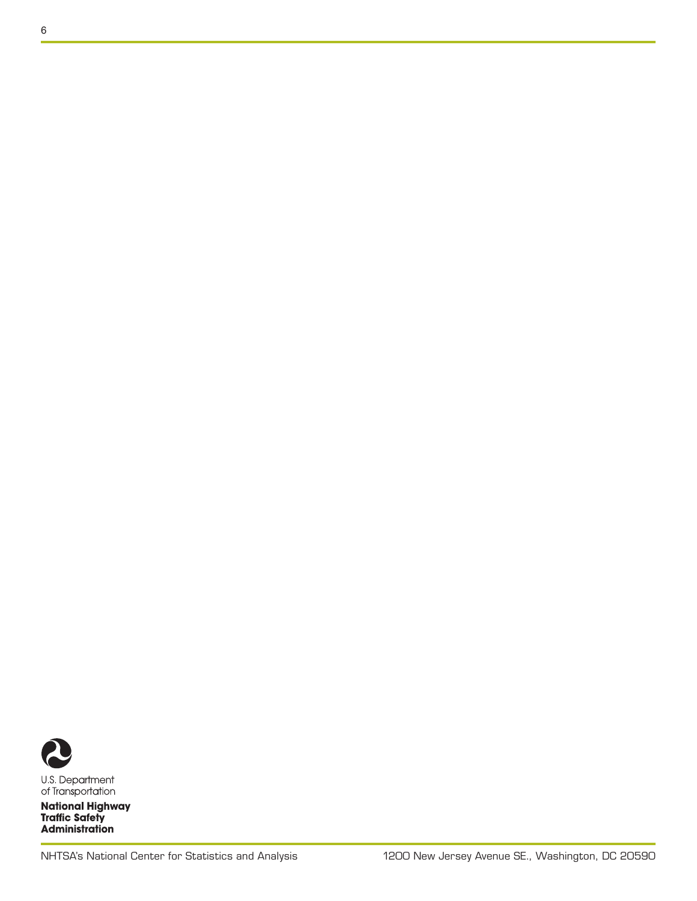U.S. Department of Transportation

**National Highway Traffic Safety Administration**

NHTSA's National Center for Statistics and Analysis

1200 New Jersey Avenue SE., Washington, DC 20590